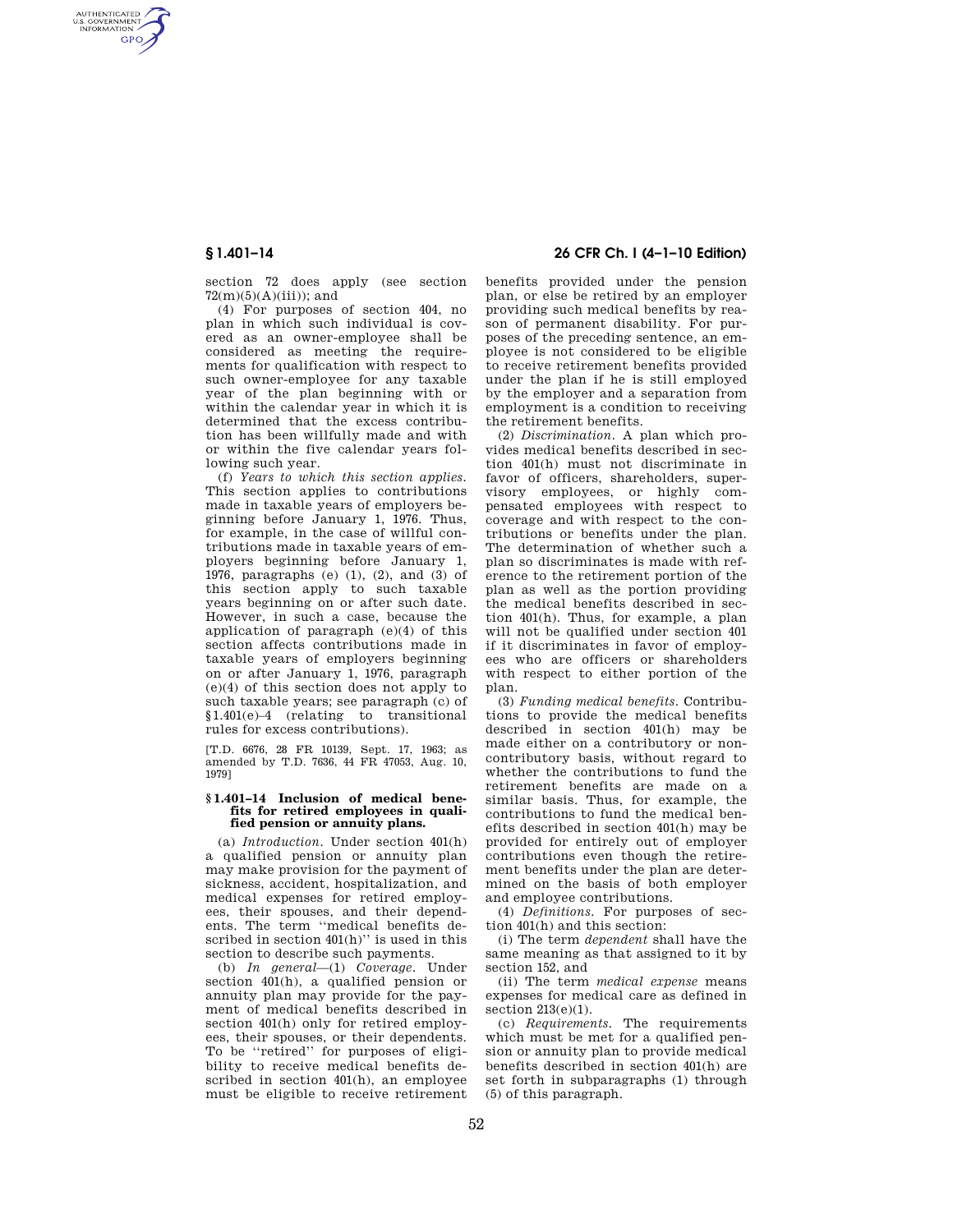section 72 does apply (see section 72(m)(5)(A)(iii)); and

(4) For purposes of section 404, no plan in which such individual is covered as an owner-employee shall be considered as meeting the requirements for qualification with respect to such owner-employee for any taxable year of the plan beginning with or within the calendar year in which it is determined that the excess contribution has been willfully made and with or within the five calendar years following such year.

(f) *Years to which this section applies.* This section applies to contributions made in taxable years of employers beginning before January 1, 1976. Thus, for example, in the case of willful contributions made in taxable years of employers beginning before January 1, 1976, paragraphs (e) (1), (2), and (3) of this section apply to such taxable years beginning on or after such date. However, in such a case, because the application of paragraph (e)(4) of this section affects contributions made in taxable years of employers beginning on or after January 1, 1976, paragraph (e)(4) of this section does not apply to such taxable years; see paragraph (c) of §1.401(e)–4 (relating to transitional rules for excess contributions).

[T.D. 6676, 28 FR 10139, Sept. 17, 1963; as amended by T.D. 7636, 44 FR 47053, Aug. 10, 1979]

### § 1.401–14 Inclusion of medical benefits for retired employees in qualified pension or annuity plans.

(a) *Introduction.* Under section 401(h) a qualified pension or annuity plan may make provision for the payment of sickness, accident, hospitalization, and medical expenses for retired employees, their spouses, and their dependents. The term "medical benefits described in section 401(h)" is used in this section to describe such payments.

(b) *In general*—(1) *Coverage.* Under section 401(h), a qualified pension or annuity plan may provide for the payment of medical benefits described in section 401(h) only for retired employees, their spouses, or their dependents. To be "retired" for purposes of eligibility to receive medical benefits described in section 401(h), an employee must be eligible to receive retirement benefits provided under the pension plan, or else be retired by an employer providing such medical benefits by reason of permanent disability. For purposes of the preceding sentence, an employee is not considered to be eligible to receive retirement benefits provided under the plan if he is still employed by the employer and a separation from employment is a condition to receiving the retirement benefits.

(2) *Discrimination.* A plan which provides medical benefits described in section 401(h) must not discriminate in favor of officers, shareholders, supervisory employees, or highly compensated employees with respect to coverage and with respect to the contributions or benefits under the plan. The determination of whether such a plan so discriminates is made with reference to the retirement portion of the plan as well as the portion providing the medical benefits described in section 401(h). Thus, for example, a plan will not be qualified under section 401 if it discriminates in favor of employees who are officers or shareholders with respect to either portion of the plan.

(3) *Funding medical benefits.* Contributions to provide the medical benefits described in section 401(h) may be made either on a contributory or noncontributory basis, without regard to whether the contributions to fund the retirement benefits are made on a similar basis. Thus, for example, the contributions to fund the medical benefits described in section 401(h) may be provided for entirely out of employer contributions even though the retirement benefits under the plan are determined on the basis of both employer and employee contributions.

(4) *Definitions.* For purposes of section 401(h) and this section:

(i) The term *dependent* shall have the same meaning as that assigned to it by section 152, and

(ii) The term *medical expense* means expenses for medical care as defined in section 213(e)(1).

(c) *Requirements.* The requirements which must be met for a qualified pension or annuity plan to provide medical benefits described in section 401(h) are set forth in subparagraphs (1) through (5) of this paragraph.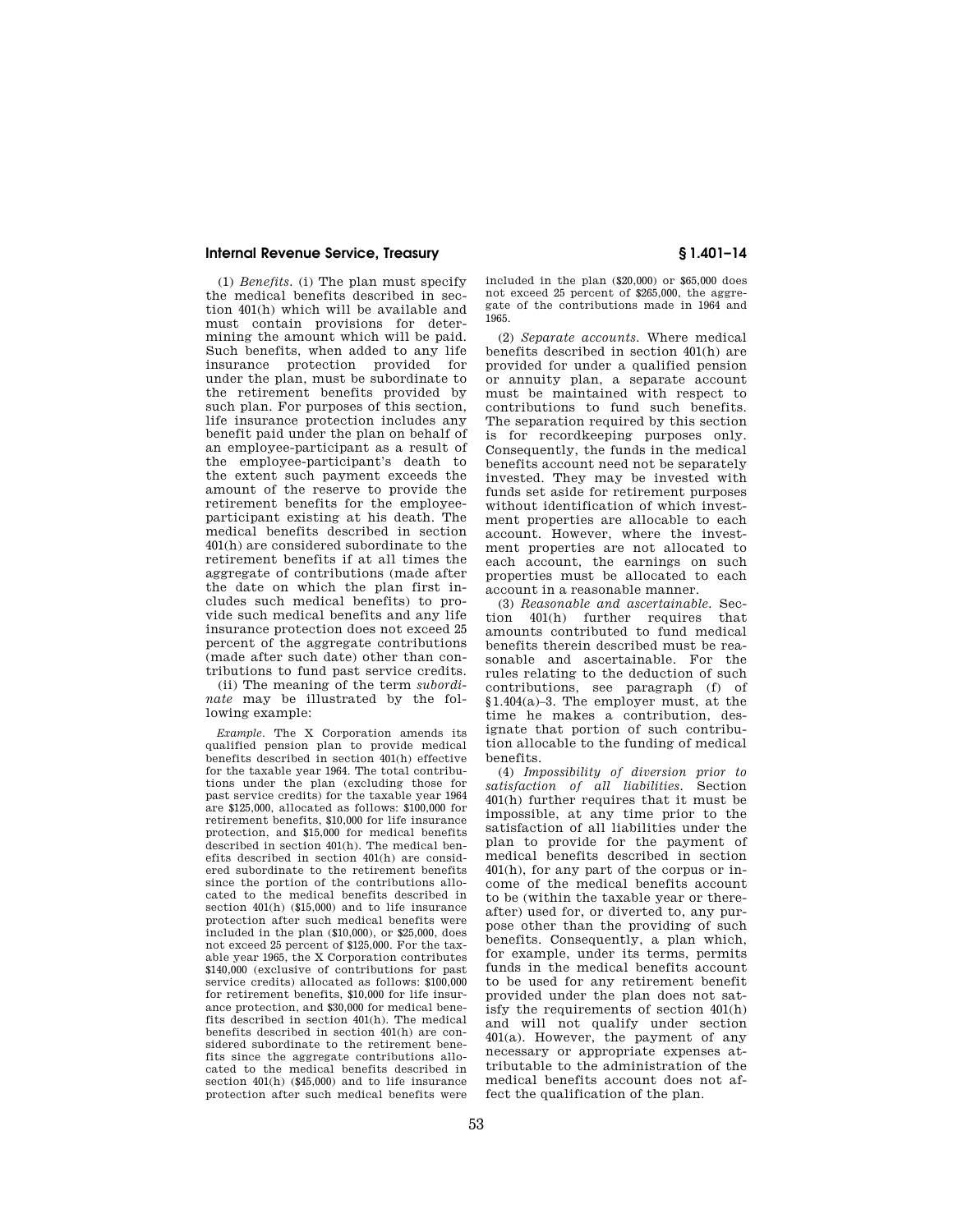(1) *Benefits.* (i) The plan must specify the medical benefits described in section 401(h) which will be available and must contain provisions for determining the amount which will be paid. Such benefits, when added to any life insurance protection provided for under the plan, must be subordinate to the retirement benefits provided by such plan. For purposes of this section, life insurance protection includes any benefit paid under the plan on behalf of an employee-participant as a result of the employee-participant's death to the extent such payment exceeds the amount of the reserve to provide the retirement benefits for the employee-participant existing at his death. The medical benefits described in section 401(h) are considered subordinate to the retirement benefits if at all times the aggregate of contributions (made after the date on which the plan first includes such medical benefits) to provide such medical benefits and any life insurance protection does not exceed 25 percent of the aggregate contributions (made after such date) other than contributions to fund past service credits.

(ii) The meaning of the term *subordinate* may be illustrated by the following example:

*Example.* The X Corporation amends its qualified pension plan to provide medical benefits described in section 401(h) effective for the taxable year 1964. The total contributions under the plan (excluding those for past service credits) for the taxable year 1964 are $125,000, allocated as follows: $100,000 for retirement benefits, $10,000 for life insurance protection, and $15,000 for medical benefits described in section 401(h). The medical benefits described in section 401(h) are considered subordinate to the retirement benefits since the portion of the contributions allocated to the medical benefits described in section 401(h) ($15,000) and to life insurance protection after such medical benefits were included in the plan ($10,000), or $25,000, does not exceed 25 percent of $125,000. For the taxable year 1965, the X Corporation contributes $140,000 (exclusive of contributions for past service credits) allocated as follows: $100,000 for retirement benefits, $10,000 for life insurance protection, and $30,000 for medical benefits described in section 401(h). The medical benefits described in section 401(h) are considered subordinate to the retirement benefits since the aggregate contributions allocated to the medical benefits described in section 401(h) ($45,000) and to life insurance protection after such medical benefits were included in the plan ($20,000) or $65,000 does not exceed 25 percent of $265,000, the aggregate of the contributions made in 1964 and 1965.

(2) *Separate accounts.* Where medical benefits described in section 401(h) are provided for under a qualified pension or annuity plan, a separate account must be maintained with respect to contributions to fund such benefits. The separation required by this section is for recordkeeping purposes only. Consequently, the funds in the medical benefits account need not be separately invested. They may be invested with funds set aside for retirement purposes without identification of which investment properties are allocable to each account. However, where the investment properties are not allocated to each account, the earnings on such properties must be allocated to each account in a reasonable manner.

(3) *Reasonable and ascertainable.* Section 401(h) further requires that amounts contributed to fund medical benefits therein described must be reasonable and ascertainable. For the rules relating to the deduction of such contributions, see paragraph (f) of §1.404(a)–3. The employer must, at the time he makes a contribution, designate that portion of such contribution allocable to the funding of medical benefits.

(4) *Impossibility of diversion prior to satisfaction of all liabilities.* Section 401(h) further requires that it must be impossible, at any time prior to the satisfaction of all liabilities under the plan to provide for the payment of medical benefits described in section 401(h), for any part of the corpus or income of the medical benefits account to be (within the taxable year or thereafter) used for, or diverted to, any purpose other than the providing of such benefits. Consequently, a plan which, for example, under its terms, permits funds in the medical benefits account to be used for any retirement benefit provided under the plan does not satisfy the requirements of section 401(h) and will not qualify under section 401(a). However, the payment of any necessary or appropriate expenses attributable to the administration of the medical benefits account does not affect the qualification of the plan.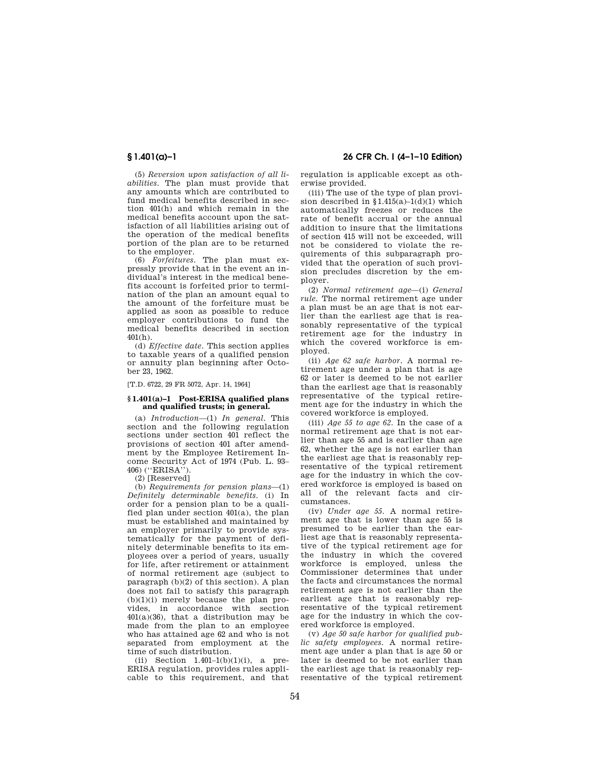(5) *Reversion upon satisfaction of all liabilities.* The plan must provide that any amounts which are contributed to fund medical benefits described in section 401(h) and which remain in the medical benefits account upon the satisfaction of all liabilities arising out of the operation of the medical benefits portion of the plan are to be returned to the employer.

(6) *Forfeitures.* The plan must expressly provide that in the event an individual's interest in the medical benefits account is forfeited prior to termination of the plan an amount equal to the amount of the forfeiture must be applied as soon as possible to reduce employer contributions to fund the medical benefits described in section 401(h).

(d) *Effective date.* This section applies to taxable years of a qualified pension or annuity plan beginning after October 23, 1962.

[T.D. 6722, 29 FR 5072, Apr. 14, 1964]

### § 1.401(a)–1 Post-ERISA qualified plans and qualified trusts; in general.

(a) *Introduction*—(1) *In general.* This section and the following regulation sections under section 401 reflect the provisions of section 401 after amendment by the Employee Retirement Income Security Act of 1974 (Pub. L. 93–406) (''ERISA'').

(2) [Reserved]

(b) *Requirements for pension plans*—(1) *Definitely determinable benefits.* (i) In order for a pension plan to be a qualified plan under section 401(a), the plan must be established and maintained by an employer primarily to provide systematically for the payment of definitely determinable benefits to its employees over a period of years, usually for life, after retirement or attainment of normal retirement age (subject to paragraph (b)(2) of this section). A plan does not fail to satisfy this paragraph (b)(1)(i) merely because the plan provides, in accordance with section 401(a)(36), that a distribution may be made from the plan to an employee who has attained age 62 and who is not separated from employment at the time of such distribution.

(ii) Section 1.401–1(b)(1)(i), a pre-ERISA regulation, provides rules applicable to this requirement, and that regulation is applicable except as otherwise provided.

(iii) The use of the type of plan provision described in §1.415(a)–1(d)(1) which automatically freezes or reduces the rate of benefit accrual or the annual addition to insure that the limitations of section 415 will not be exceeded, will not be considered to violate the requirements of this subparagraph provided that the operation of such provision precludes discretion by the employer.

(2) *Normal retirement age*—(i) *General rule.* The normal retirement age under a plan must be an age that is not earlier than the earliest age that is reasonably representative of the typical retirement age for the industry in which the covered workforce is employed.

(ii) *Age 62 safe harbor.* A normal retirement age under a plan that is age 62 or later is deemed to be not earlier than the earliest age that is reasonably representative of the typical retirement age for the industry in which the covered workforce is employed.

(iii) *Age 55 to age 62.* In the case of a normal retirement age that is not earlier than age 55 and is earlier than age 62, whether the age is not earlier than the earliest age that is reasonably representative of the typical retirement age for the industry in which the covered workforce is employed is based on all of the relevant facts and circumstances.

(iv) *Under age 55.* A normal retirement age that is lower than age 55 is presumed to be earlier than the earliest age that is reasonably representative of the typical retirement age for the industry in which the covered workforce is employed, unless the Commissioner determines that under the facts and circumstances the normal retirement age is not earlier than the earliest age that is reasonably representative of the typical retirement age for the industry in which the covered workforce is employed.

(v) *Age 50 safe harbor for qualified public safety employees.* A normal retirement age under a plan that is age 50 or later is deemed to be not earlier than the earliest age that is reasonably representative of the typical retirement